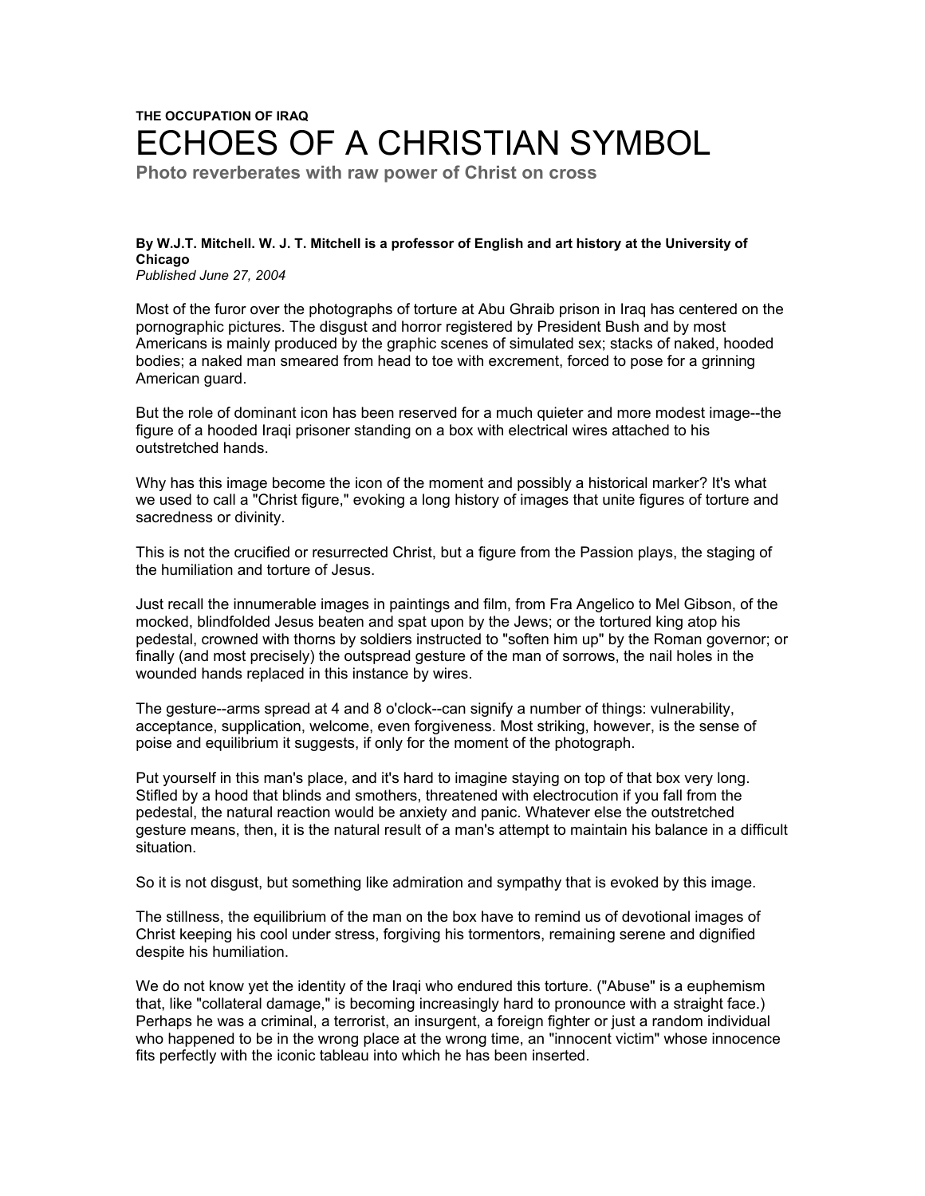**THE OCCUPATION OF IRAQ**

# ECHOES OF A CHRISTIAN SYMBOL

## Photo reverberates with raw power of Christ on cross

**By W.J.T. Mitchell. W. J. T. Mitchell is a professor of English and art history at the University of Chicago**
*Published June 27, 2004*

Most of the furor over the photographs of torture at Abu Ghraib prison in Iraq has centered on the pornographic pictures. The disgust and horror registered by President Bush and by most Americans is mainly produced by the graphic scenes of simulated sex; stacks of naked, hooded bodies; a naked man smeared from head to toe with excrement, forced to pose for a grinning American guard.

But the role of dominant icon has been reserved for a much quieter and more modest image--the figure of a hooded Iraqi prisoner standing on a box with electrical wires attached to his outstretched hands.

Why has this image become the icon of the moment and possibly a historical marker? It's what we used to call a "Christ figure," evoking a long history of images that unite figures of torture and sacredness or divinity.

This is not the crucified or resurrected Christ, but a figure from the Passion plays, the staging of the humiliation and torture of Jesus.

Just recall the innumerable images in paintings and film, from Fra Angelico to Mel Gibson, of the mocked, blindfolded Jesus beaten and spat upon by the Jews; or the tortured king atop his pedestal, crowned with thorns by soldiers instructed to "soften him up" by the Roman governor; or finally (and most precisely) the outspread gesture of the man of sorrows, the nail holes in the wounded hands replaced in this instance by wires.

The gesture--arms spread at 4 and 8 o'clock--can signify a number of things: vulnerability, acceptance, supplication, welcome, even forgiveness. Most striking, however, is the sense of poise and equilibrium it suggests, if only for the moment of the photograph.

Put yourself in this man's place, and it's hard to imagine staying on top of that box very long. Stifled by a hood that blinds and smothers, threatened with electrocution if you fall from the pedestal, the natural reaction would be anxiety and panic. Whatever else the outstretched gesture means, then, it is the natural result of a man's attempt to maintain his balance in a difficult situation.

So it is not disgust, but something like admiration and sympathy that is evoked by this image.

The stillness, the equilibrium of the man on the box have to remind us of devotional images of Christ keeping his cool under stress, forgiving his tormentors, remaining serene and dignified despite his humiliation.

We do not know yet the identity of the Iraqi who endured this torture. ("Abuse" is a euphemism that, like "collateral damage," is becoming increasingly hard to pronounce with a straight face.) Perhaps he was a criminal, a terrorist, an insurgent, a foreign fighter or just a random individual who happened to be in the wrong place at the wrong time, an "innocent victim" whose innocence fits perfectly with the iconic tableau into which he has been inserted.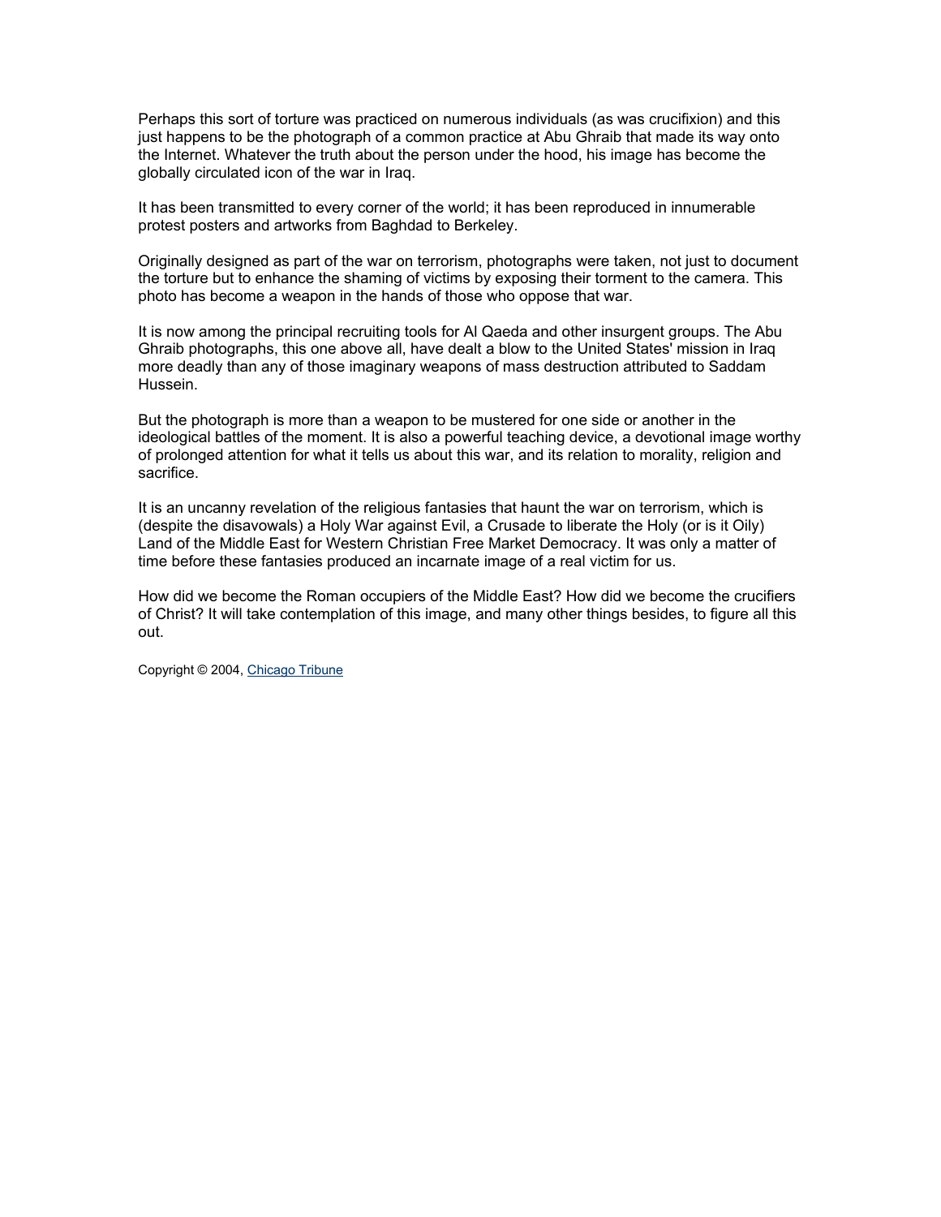Perhaps this sort of torture was practiced on numerous individuals (as was crucifixion) and this just happens to be the photograph of a common practice at Abu Ghraib that made its way onto the Internet. Whatever the truth about the person under the hood, his image has become the globally circulated icon of the war in Iraq.

It has been transmitted to every corner of the world; it has been reproduced in innumerable protest posters and artworks from Baghdad to Berkeley.

Originally designed as part of the war on terrorism, photographs were taken, not just to document the torture but to enhance the shaming of victims by exposing their torment to the camera. This photo has become a weapon in the hands of those who oppose that war.

It is now among the principal recruiting tools for Al Qaeda and other insurgent groups. The Abu Ghraib photographs, this one above all, have dealt a blow to the United States' mission in Iraq more deadly than any of those imaginary weapons of mass destruction attributed to Saddam Hussein.

But the photograph is more than a weapon to be mustered for one side or another in the ideological battles of the moment. It is also a powerful teaching device, a devotional image worthy of prolonged attention for what it tells us about this war, and its relation to morality, religion and sacrifice.

It is an uncanny revelation of the religious fantasies that haunt the war on terrorism, which is (despite the disavowals) a Holy War against Evil, a Crusade to liberate the Holy (or is it Oily) Land of the Middle East for Western Christian Free Market Democracy. It was only a matter of time before these fantasies produced an incarnate image of a real victim for us.

How did we become the Roman occupiers of the Middle East? How did we become the crucifiers of Christ? It will take contemplation of this image, and many other things besides, to figure all this out.

Copyright © 2004, Chicago Tribune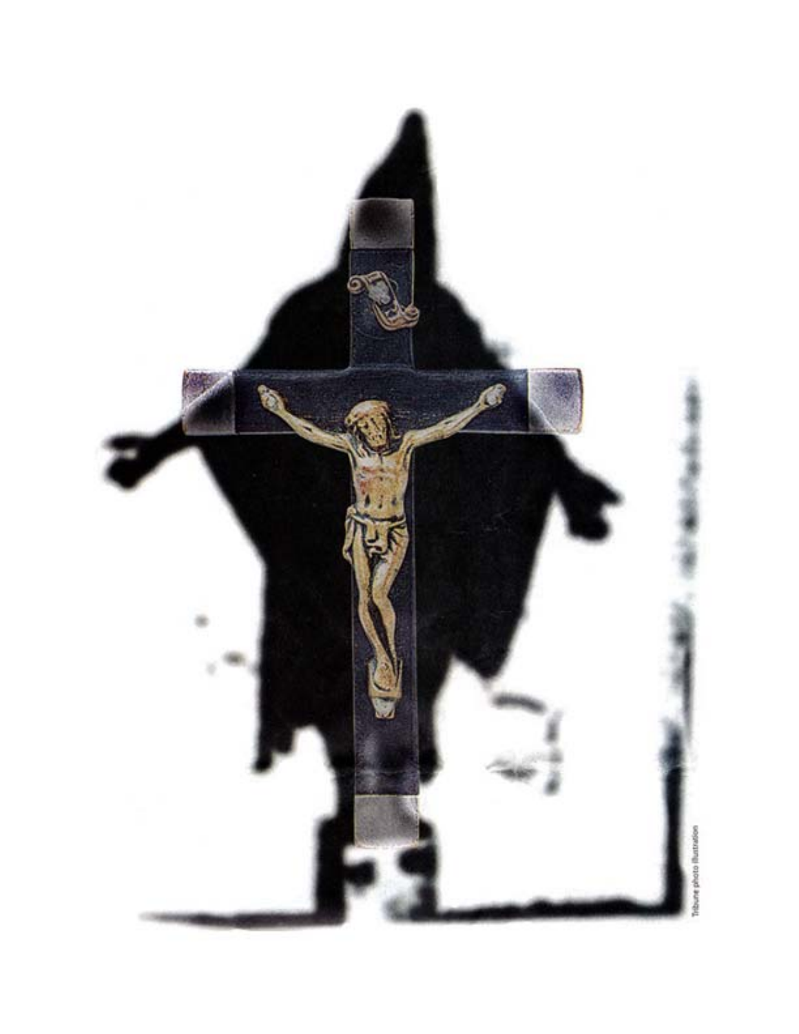Tribune photo illustration